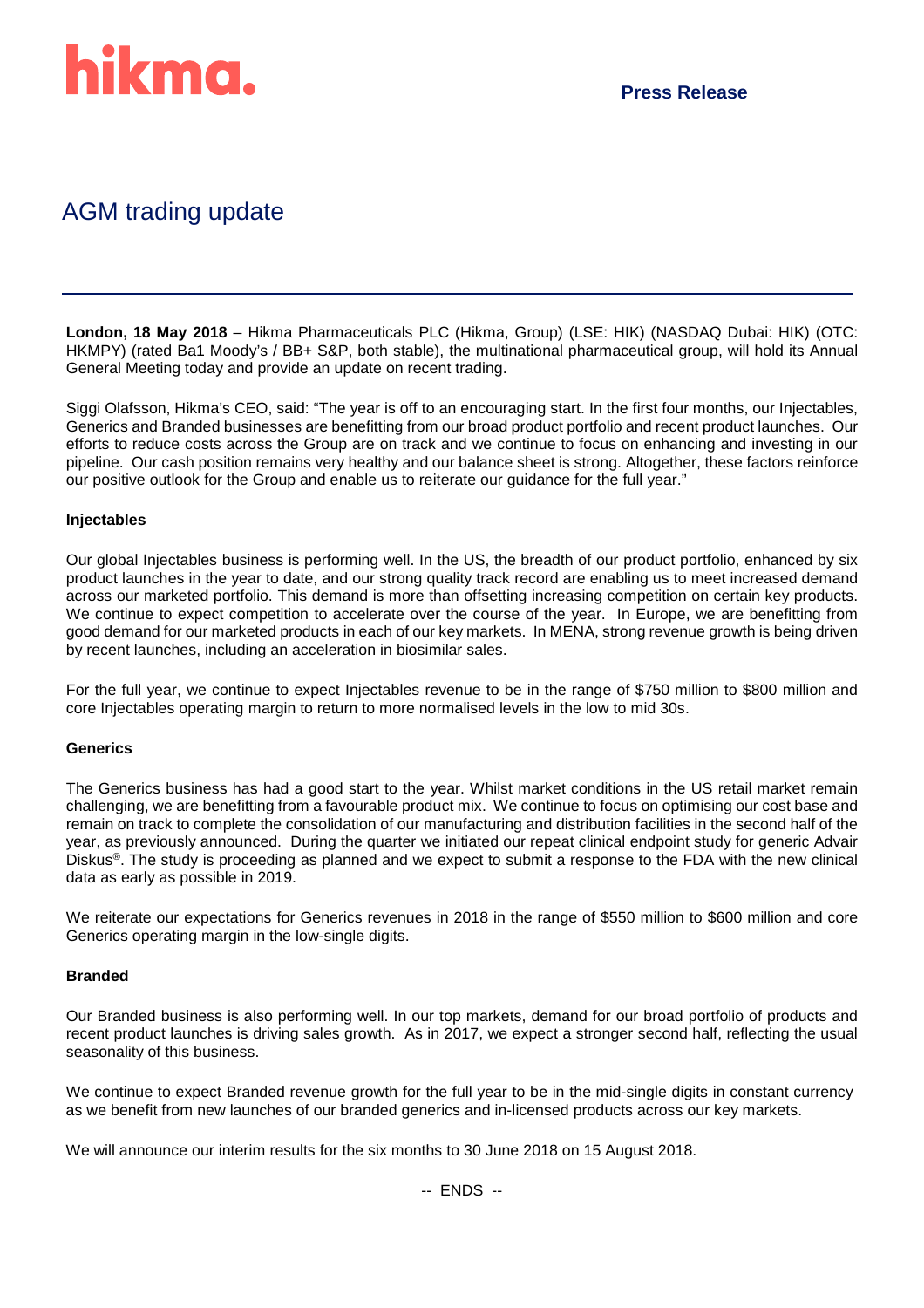hikma.

**Press Release**

# AGM trading update

**London, 18 May 2018** – Hikma Pharmaceuticals PLC (Hikma, Group) (LSE: HIK) (NASDAQ Dubai: HIK) (OTC: HKMPY) (rated Ba1 Moody's / BB+ S&P, both stable), the multinational pharmaceutical group, will hold its Annual General Meeting today and provide an update on recent trading.

Siggi Olafsson, Hikma's CEO, said: "The year is off to an encouraging start. In the first four months, our Injectables, Generics and Branded businesses are benefitting from our broad product portfolio and recent product launches. Our efforts to reduce costs across the Group are on track and we continue to focus on enhancing and investing in our pipeline. Our cash position remains very healthy and our balance sheet is strong. Altogether, these factors reinforce our positive outlook for the Group and enable us to reiterate our guidance for the full year."

**Injectables**

Our global Injectables business is performing well. In the US, the breadth of our product portfolio, enhanced by six product launches in the year to date, and our strong quality track record are enabling us to meet increased demand across our marketed portfolio. This demand is more than offsetting increasing competition on certain key products. We continue to expect competition to accelerate over the course of the year. In Europe, we are benefitting from good demand for our marketed products in each of our key markets. In MENA, strong revenue growth is being driven by recent launches, including an acceleration in biosimilar sales.

For the full year, we continue to expect Injectables revenue to be in the range of $750 million to $800 million and core Injectables operating margin to return to more normalised levels in the low to mid 30s.

**Generics**

The Generics business has had a good start to the year. Whilst market conditions in the US retail market remain challenging, we are benefitting from a favourable product mix. We continue to focus on optimising our cost base and remain on track to complete the consolidation of our manufacturing and distribution facilities in the second half of the year, as previously announced. During the quarter we initiated our repeat clinical endpoint study for generic Advair Diskus®. The study is proceeding as planned and we expect to submit a response to the FDA with the new clinical data as early as possible in 2019.

We reiterate our expectations for Generics revenues in 2018 in the range of $550 million to $600 million and core Generics operating margin in the low-single digits.

**Branded**

Our Branded business is also performing well. In our top markets, demand for our broad portfolio of products and recent product launches is driving sales growth. As in 2017, we expect a stronger second half, reflecting the usual seasonality of this business.

We continue to expect Branded revenue growth for the full year to be in the mid-single digits in constant currency as we benefit from new launches of our branded generics and in-licensed products across our key markets.

We will announce our interim results for the six months to 30 June 2018 on 15 August 2018.

-- ENDS --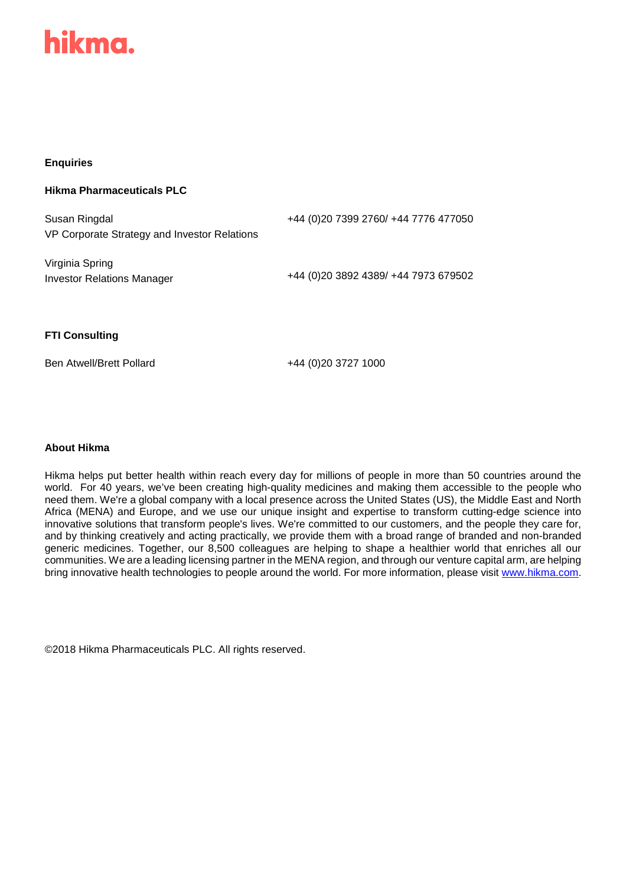hikma.

**Enquiries**

**Hikma Pharmaceuticals PLC**

| | |
|---|---|
| Susan Ringdal<br>VP Corporate Strategy and Investor Relations | +44 (0)20 7399 2760/ +44 7776 477050 |
| Virginia Spring<br>Investor Relations Manager | +44 (0)20 3892 4389/ +44 7973 679502 |

**FTI Consulting**

| | |
|---|---|
| Ben Atwell/Brett Pollard | +44 (0)20 3727 1000 |

**About Hikma**

Hikma helps put better health within reach every day for millions of people in more than 50 countries around the world. For 40 years, we've been creating high-quality medicines and making them accessible to the people who need them. We're a global company with a local presence across the United States (US), the Middle East and North Africa (MENA) and Europe, and we use our unique insight and expertise to transform cutting-edge science into innovative solutions that transform people's lives. We're committed to our customers, and the people they care for, and by thinking creatively and acting practically, we provide them with a broad range of branded and non-branded generic medicines. Together, our 8,500 colleagues are helping to shape a healthier world that enriches all our communities. We are a leading licensing partner in the MENA region, and through our venture capital arm, are helping bring innovative health technologies to people around the world. For more information, please visit [www.hikma.com](http://www.hikma.com).

©2018 Hikma Pharmaceuticals PLC. All rights reserved.